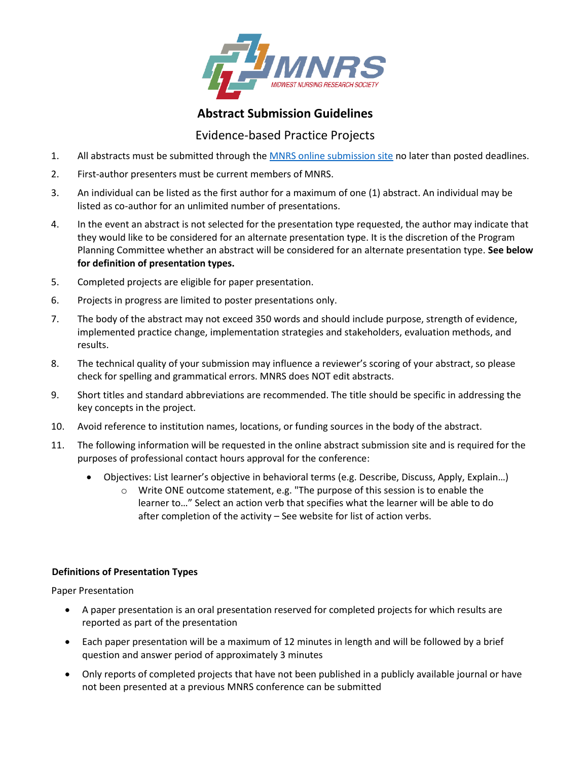MNRS

MIDWEST NURSING RESEARCH SOCIETY

# Abstract Submission Guidelines

## Evidence-based Practice Projects

1. All abstracts must be submitted through the MNRS online submission site no later than posted deadlines.
2. First-author presenters must be current members of MNRS.
3. An individual can be listed as the first author for a maximum of one (1) abstract. An individual may be listed as co-author for an unlimited number of presentations.
4. In the event an abstract is not selected for the presentation type requested, the author may indicate that they would like to be considered for an alternate presentation type. It is the discretion of the Program Planning Committee whether an abstract will be considered for an alternate presentation type. **See below for definition of presentation types.**
5. Completed projects are eligible for paper presentation.
6. Projects in progress are limited to poster presentations only.
7. The body of the abstract may not exceed 350 words and should include purpose, strength of evidence, implemented practice change, implementation strategies and stakeholders, evaluation methods, and results.
8. The technical quality of your submission may influence a reviewer's scoring of your abstract, so please check for spelling and grammatical errors. MNRS does NOT edit abstracts.
9. Short titles and standard abbreviations are recommended. The title should be specific in addressing the key concepts in the project.
10. Avoid reference to institution names, locations, or funding sources in the body of the abstract.
11. The following information will be requested in the online abstract submission site and is required for the purposes of professional contact hours approval for the conference:
    - Objectives: List learner's objective in behavioral terms (e.g. Describe, Discuss, Apply, Explain…)
        - Write ONE outcome statement, e.g. "The purpose of this session is to enable the learner to…" Select an action verb that specifies what the learner will be able to do after completion of the activity – See website for list of action verbs.

**Definitions of Presentation Types**

Paper Presentation

- A paper presentation is an oral presentation reserved for completed projects for which results are reported as part of the presentation
- Each paper presentation will be a maximum of 12 minutes in length and will be followed by a brief question and answer period of approximately 3 minutes
- Only reports of completed projects that have not been published in a publicly available journal or have not been presented at a previous MNRS conference can be submitted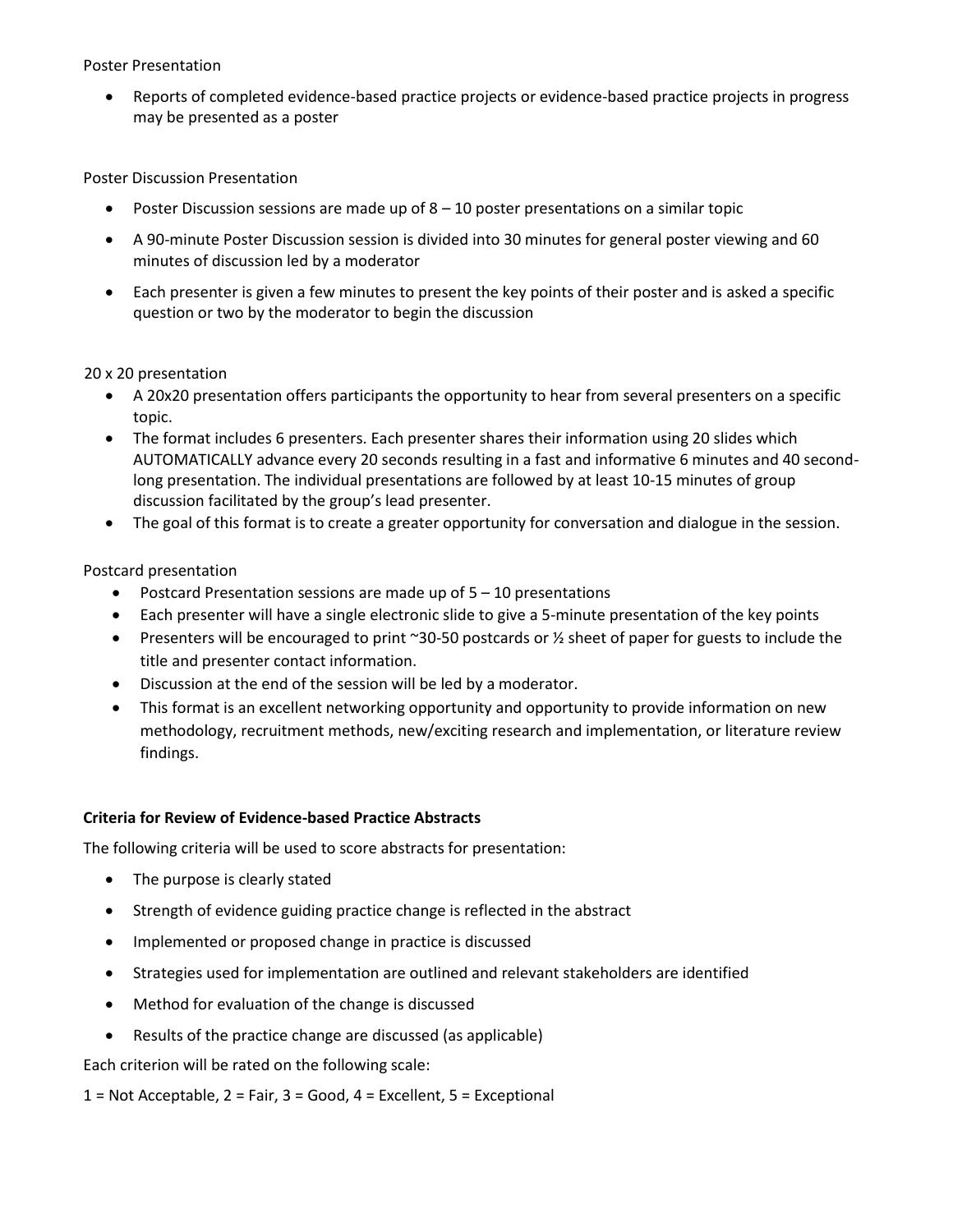Poster Presentation

- Reports of completed evidence-based practice projects or evidence-based practice projects in progress may be presented as a poster

Poster Discussion Presentation

- Poster Discussion sessions are made up of 8 – 10 poster presentations on a similar topic
- A 90-minute Poster Discussion session is divided into 30 minutes for general poster viewing and 60 minutes of discussion led by a moderator
- Each presenter is given a few minutes to present the key points of their poster and is asked a specific question or two by the moderator to begin the discussion

20 x 20 presentation

- A 20x20 presentation offers participants the opportunity to hear from several presenters on a specific topic.
- The format includes 6 presenters. Each presenter shares their information using 20 slides which AUTOMATICALLY advance every 20 seconds resulting in a fast and informative 6 minutes and 40 second-long presentation. The individual presentations are followed by at least 10-15 minutes of group discussion facilitated by the group's lead presenter.
- The goal of this format is to create a greater opportunity for conversation and dialogue in the session.

Postcard presentation

- Postcard Presentation sessions are made up of 5 – 10 presentations
- Each presenter will have a single electronic slide to give a 5-minute presentation of the key points
- Presenters will be encouraged to print ~30-50 postcards or ½ sheet of paper for guests to include the title and presenter contact information.
- Discussion at the end of the session will be led by a moderator.
- This format is an excellent networking opportunity and opportunity to provide information on new methodology, recruitment methods, new/exciting research and implementation, or literature review findings.

**Criteria for Review of Evidence-based Practice Abstracts**

The following criteria will be used to score abstracts for presentation:

- The purpose is clearly stated
- Strength of evidence guiding practice change is reflected in the abstract
- Implemented or proposed change in practice is discussed
- Strategies used for implementation are outlined and relevant stakeholders are identified
- Method for evaluation of the change is discussed
- Results of the practice change are discussed (as applicable)

Each criterion will be rated on the following scale:

1 = Not Acceptable, 2 = Fair, 3 = Good, 4 = Excellent, 5 = Exceptional